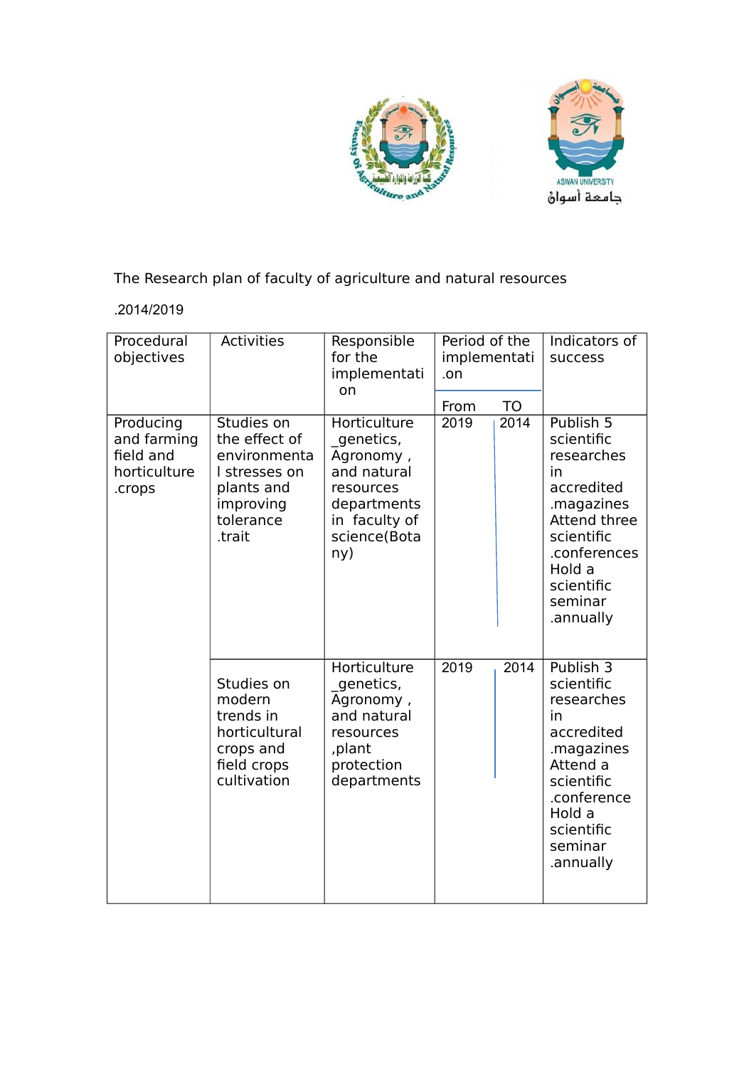The Research plan of faculty of agriculture and natural resources

.2014/2019

| Procedural objectives | Activities | Responsible for the implementation | Period of the implementati .on | | Indicators of success |
|---|---|---|---|---|---|
| | | | From | TO | |
| Producing and farming field and horticulture .crops | Studies on the effect of environmental stresses on plants and improving tolerance .trait | Horticulture _genetics, Agronomy , and natural resources departments in faculty of science(Botany) | 2019 | 2014 | Publish 5 scientific researches in accredited .magazines Attend three scientific .conferences Hold a scientific seminar .annually |
| | Studies on modern trends in horticultural crops and field crops cultivation | Horticulture _genetics, Agronomy , and natural resources ,plant protection departments | 2019 | 2014 | Publish 3 scientific researches in accredited .magazines Attend a scientific .conference Hold a scientific seminar .annually |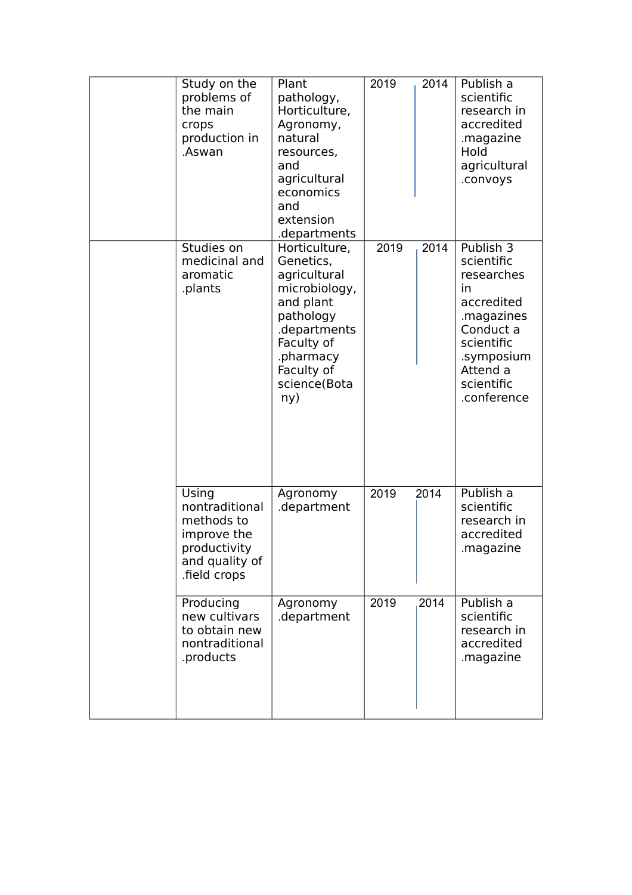| | | | | | |
|---|---|---|---|---|---|
| | Study on the problems of the main crops production in .Aswan | Plant pathology, Horticulture, Agronomy, natural resources, and agricultural economics and extension .departments | 2019 | 2014 | Publish a scientific research in accredited .magazine Hold agricultural .convoys |
| | Studies on medicinal and aromatic .plants | Horticulture, Genetics, agricultural microbiology, and plant pathology .departments Faculty of .pharmacy Faculty of science(Botany) | 2019 | 2014 | Publish 3 scientific researches in accredited .magazines Conduct a scientific .symposium Attend a scientific .conference |
| | Using nontraditional methods to improve the productivity and quality of .field crops | Agronomy .department | 2019 | 2014 | Publish a scientific research in accredited .magazine |
| | Producing new cultivars to obtain new nontraditional .products | Agronomy .department | 2019 | 2014 | Publish a scientific research in accredited .magazine |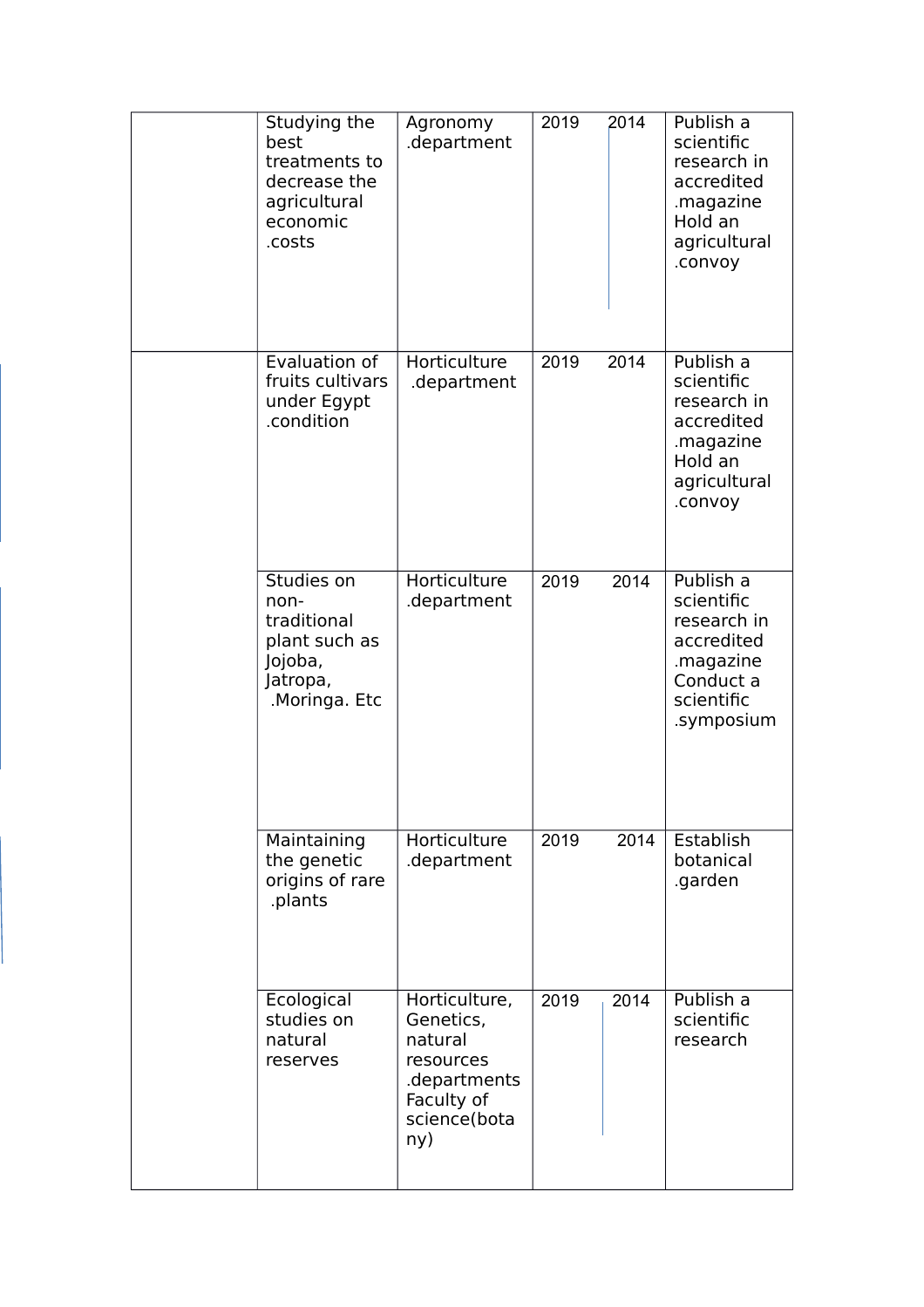|  |  |  |  |  |  |
|---|---|---|---|---|---|
|  | Studying the best treatments to decrease the agricultural economic .costs | Agronomy .department | 2019 | 2014 | Publish a scientific research in accredited .magazine Hold an agricultural .convoy |
|  | Evaluation of fruits cultivars under Egypt .condition | Horticulture .department | 2019 | 2014 | Publish a scientific research in accredited .magazine Hold an agricultural .convoy |
|  | Studies on non-traditional plant such as Jojoba, Jatropa, .Moringa. Etc | Horticulture .department | 2019 | 2014 | Publish a scientific research in accredited .magazine Conduct a scientific .symposium |
|  | Maintaining the genetic origins of rare .plants | Horticulture .department | 2019 | 2014 | Establish botanical .garden |
|  | Ecological studies on natural reserves | Horticulture, Genetics, natural resources .departments Faculty of science(botany) | 2019 | 2014 | Publish a scientific research |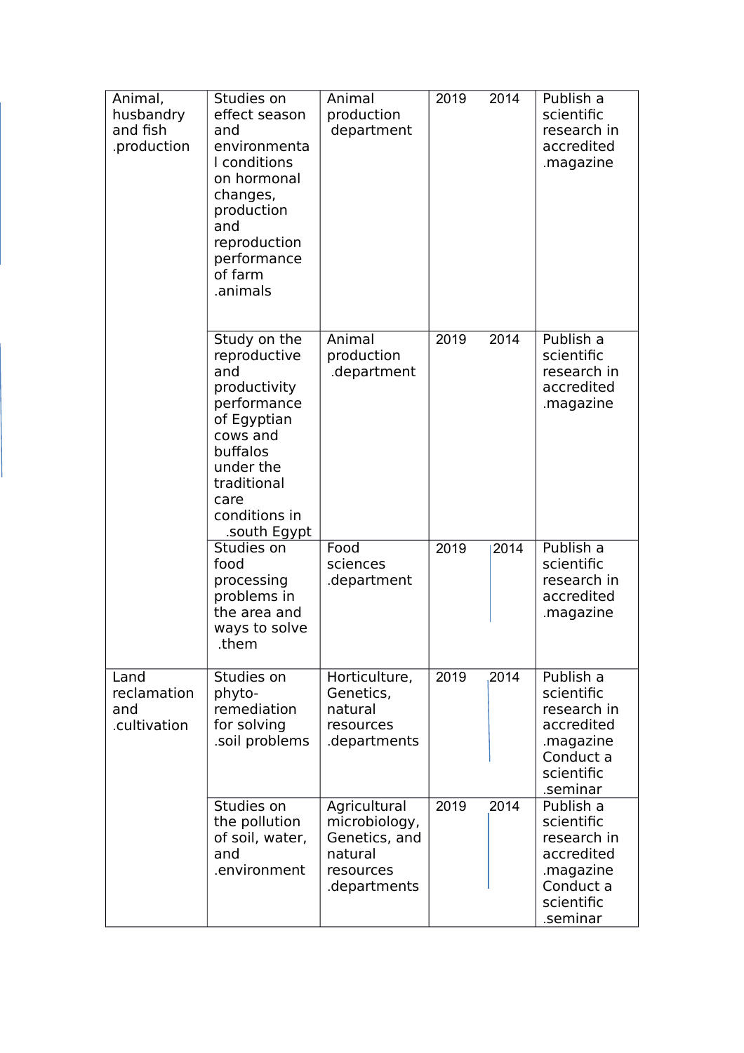| | | | | | |
|---|---|---|---|---|---|
| Animal, husbandry and fish .production | Studies on effect season and environmental conditions on hormonal changes, production and reproduction performance of farm .animals | Animal production department | 2019 | 2014 | Publish a scientific research in accredited .magazine |
| | Study on the reproductive and productivity performance of Egyptian cows and buffalos under the traditional care conditions in .south Egypt | Animal production .department | 2019 | 2014 | Publish a scientific research in accredited .magazine |
| | Studies on food processing problems in the area and ways to solve .them | Food sciences .department | 2019 | 2014 | Publish a scientific research in accredited .magazine |
| Land reclamation and .cultivation | Studies on phyto-remediation for solving .soil problems | Horticulture, Genetics, natural resources .departments | 2019 | 2014 | Publish a scientific research in accredited .magazine Conduct a scientific .seminar |
| | Studies on the pollution of soil, water, and .environment | Agricultural microbiology, Genetics, and natural resources .departments | 2019 | 2014 | Publish a scientific research in accredited .magazine Conduct a scientific .seminar |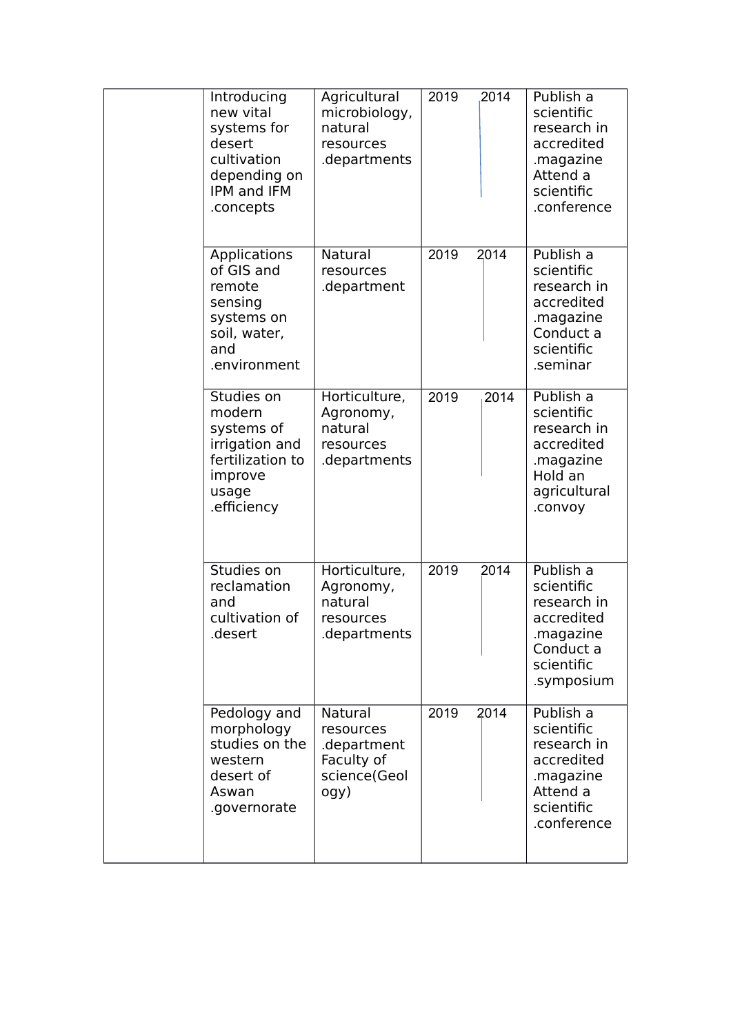|  |  |  |  |  |  |
|---|---|---|---|---|---|
|  | Introducing new vital systems for desert cultivation depending on IPM and IFM .concepts | Agricultural microbiology, natural resources .departments | 2019 | 2014 | Publish a scientific research in accredited .magazine Attend a scientific .conference |
|  | Applications of GIS and remote sensing systems on soil, water, and .environment | Natural resources .department | 2019 | 2014 | Publish a scientific research in accredited .magazine Conduct a scientific .seminar |
|  | Studies on modern systems of irrigation and fertilization to improve usage .efficiency | Horticulture, Agronomy, natural resources .departments | 2019 | 2014 | Publish a scientific research in accredited .magazine Hold an agricultural .convoy |
|  | Studies on reclamation and cultivation of .desert | Horticulture, Agronomy, natural resources .departments | 2019 | 2014 | Publish a scientific research in accredited .magazine Conduct a scientific .symposium |
|  | Pedology and morphology studies on the western desert of Aswan .governorate | Natural resources .department Faculty of science(Geology) | 2019 | 2014 | Publish a scientific research in accredited .magazine Attend a scientific .conference |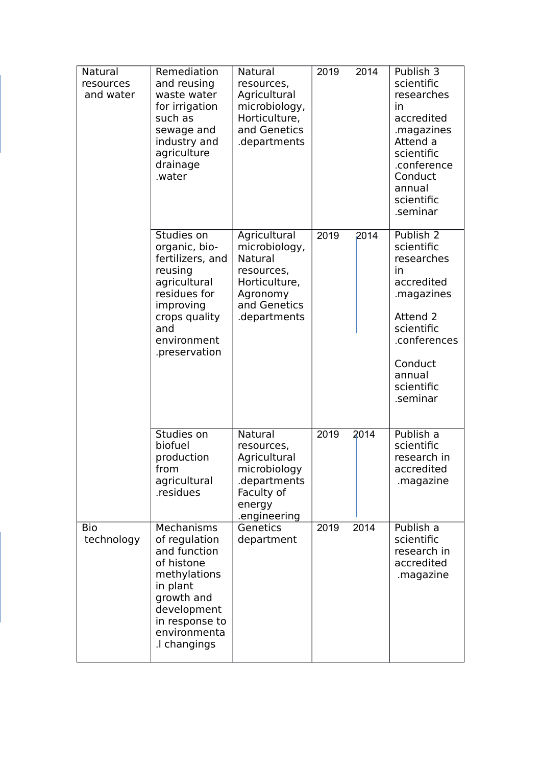| | | | | | |
|---|---|---|---|---|---|
| Natural resources and water | Remediation and reusing waste water for irrigation such as sewage and industry and agriculture drainage .water | Natural resources, Agricultural microbiology, Horticulture, and Genetics .departments | 2019 | 2014 | Publish 3 scientific researches in accredited .magazines Attend a scientific .conference Conduct annual scientific .seminar |
| | Studies on organic, bio-fertilizers, and reusing agricultural residues for improving crops quality and environment .preservation | Agricultural microbiology, Natural resources, Horticulture, Agronomy and Genetics .departments | 2019 | 2014 | Publish 2 scientific researches in accredited .magazines<br><br>Attend 2 scientific .conferences<br><br>Conduct annual scientific .seminar |
| | Studies on biofuel production from agricultural .residues | Natural resources, Agricultural microbiology .departments Faculty of energy .engineering | 2019 | 2014 | Publish a scientific research in accredited .magazine |
| Bio technology | Mechanisms of regulation and function of histone methylations in plant growth and development in response to environmenta.l changings | Genetics department | 2019 | 2014 | Publish a scientific research in accredited .magazine |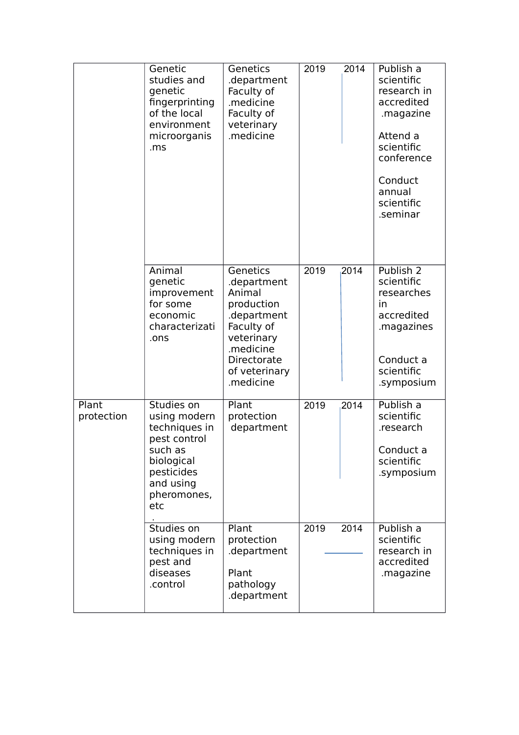| | | | | | |
|---|---|---|---|---|---|
| | Genetic studies and genetic fingerprinting of the local environment microorganis .ms | Genetics .department Faculty of .medicine Faculty of veterinary .medicine | 2019 | 2014 | Publish a scientific research in accredited .magazine<br><br>Attend a scientific conference<br><br>Conduct annual scientific .seminar |
| | Animal genetic improvement for some economic characterizati .ons | Genetics .department Animal production .department Faculty of veterinary .medicine Directorate of veterinary .medicine | 2019 | 2014 | Publish 2 scientific researches in accredited .magazines<br><br>Conduct a scientific .symposium |
| Plant protection | Studies on using modern techniques in pest control such as biological pesticides and using pheromones, etc . | Plant protection department | 2019 | 2014 | Publish a scientific .research<br><br>Conduct a scientific .symposium |
| | Studies on using modern techniques in pest and diseases .control | Plant protection .department<br><br>Plant pathology .department | 2019 | 2014 | Publish a scientific research in accredited .magazine |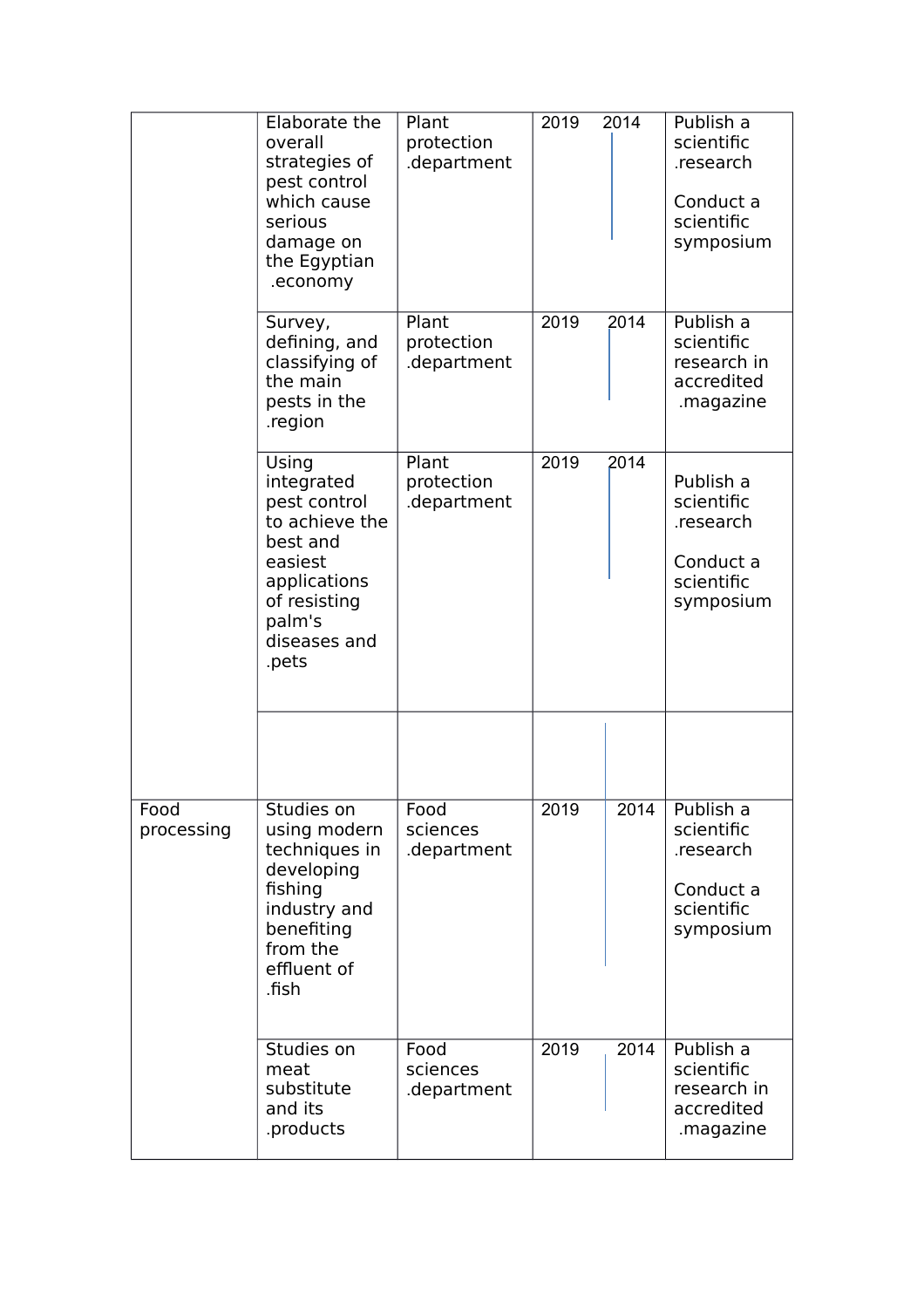| | | | | | |
|---|---|---|---|---|---|
| | Elaborate the overall strategies of pest control which cause serious damage on the Egyptian .economy | Plant protection .department | 2019 | 2014 | Publish a scientific .research<br><br>Conduct a scientific symposium |
| | Survey, defining, and classifying of the main pests in the .region | Plant protection .department | 2019 | 2014 | Publish a scientific research in accredited .magazine |
| | Using integrated pest control to achieve the best and easiest applications of resisting palm's diseases and .pets | Plant protection .department | 2019 | 2014 | Publish a scientific .research<br><br>Conduct a scientific symposium |
| | | | | | |
| Food processing | Studies on using modern techniques in developing fishing industry and benefiting from the effluent of .fish | Food sciences .department | 2019 | 2014 | Publish a scientific .research<br><br>Conduct a scientific symposium |
| | Studies on meat substitute and its .products | Food sciences .department | 2019 | 2014 | Publish a scientific research in accredited .magazine |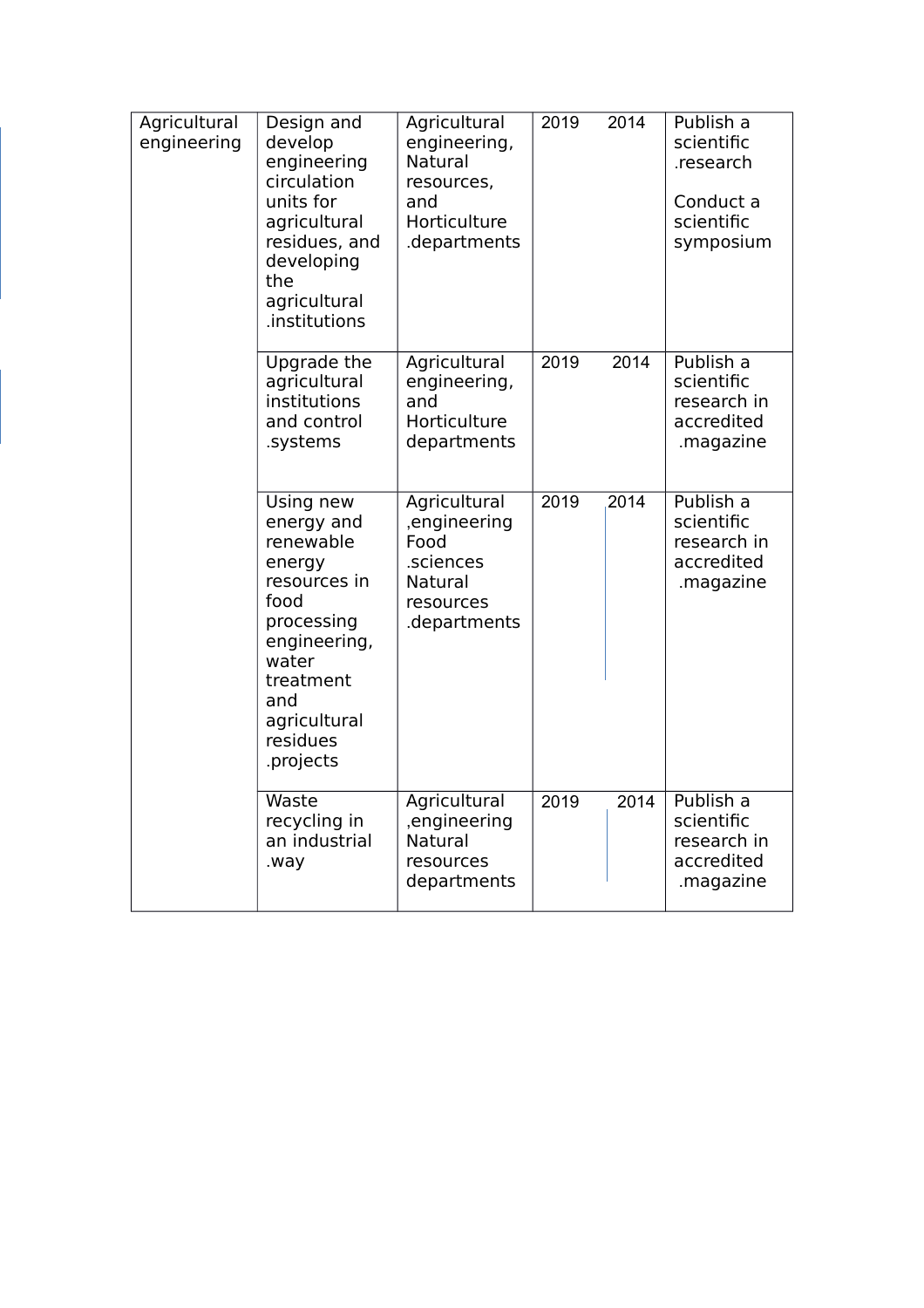| Agricultural engineering | Design and develop engineering circulation units for agricultural residues, and developing the agricultural .institutions | Agricultural engineering, Natural resources, and Horticulture .departments | 2019 | 2014 | Publish a scientific .research<br><br>Conduct a scientific symposium |
|---|---|---|---|---|---|
| | Upgrade the agricultural institutions and control .systems | Agricultural engineering, and Horticulture departments | 2019 | 2014 | Publish a scientific research in accredited .magazine |
| | Using new energy and renewable energy resources in food processing engineering, water treatment and agricultural residues .projects | Agricultural ,engineering Food .sciences Natural resources .departments | 2019 | 2014 | Publish a scientific research in accredited .magazine |
| | Waste recycling in an industrial .way | Agricultural ,engineering Natural resources departments | 2019 | 2014 | Publish a scientific research in accredited .magazine |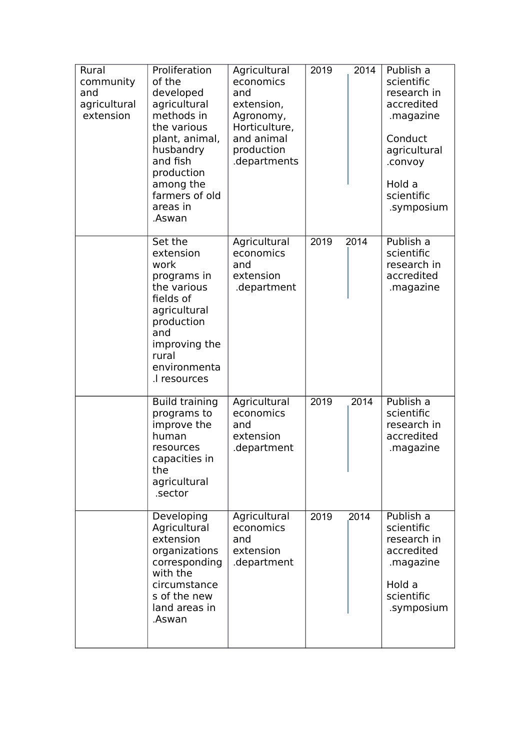| Rural community and agricultural extension | Proliferation of the developed agricultural methods in the various plant, animal, husbandry and fish production among the farmers of old areas in .Aswan | Agricultural economics and extension, Agronomy, Horticulture, and animal production .departments | 2019 — 2014 | Publish a scientific research in accredited .magazine<br><br>Conduct agricultural .convoy<br><br>Hold a scientific .symposium |
|---|---|---|---|---|
| | Set the extension work programs in the various fields of agricultural production and improving the rural environmenta .l resources | Agricultural economics and extension .department | 2019 — 2014 | Publish a scientific research in accredited .magazine |
| | Build training programs to improve the human resources capacities in the agricultural .sector | Agricultural economics and extension .department | 2019 — 2014 | Publish a scientific research in accredited .magazine |
| | Developing Agricultural extension organizations corresponding with the circumstance s of the new land areas in .Aswan | Agricultural economics and extension .department | 2019 — 2014 | Publish a scientific research in accredited .magazine<br><br>Hold a scientific .symposium |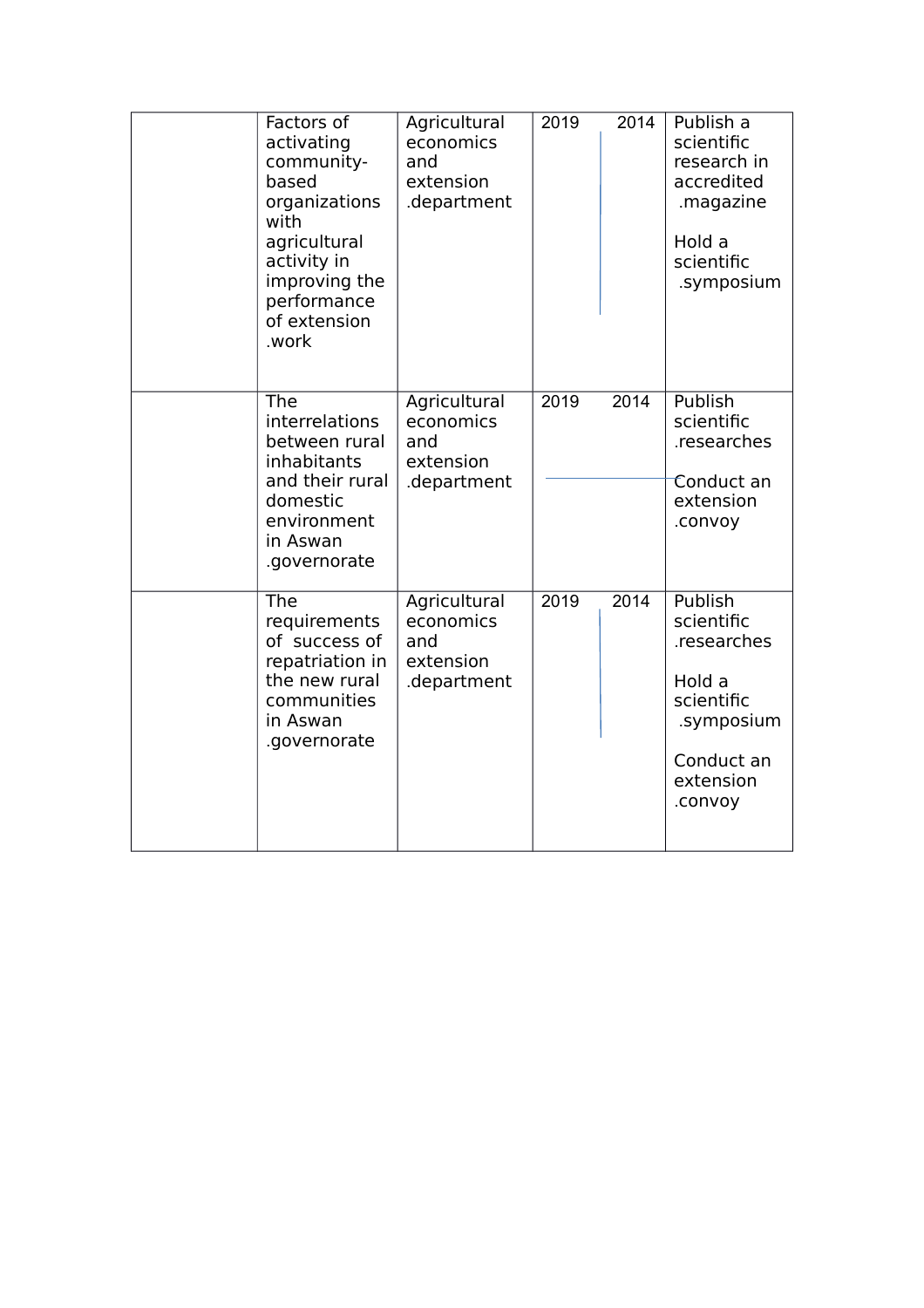| | | | | | |
|---|---|---|---|---|---|
| | Factors of activating community-based organizations with agricultural activity in improving the performance of extension .work | Agricultural economics and extension .department | 2019 | 2014 | Publish a scientific research in accredited .magazine<br><br>Hold a scientific .symposium |
| | The interrelations between rural inhabitants and their rural domestic environment in Aswan .governorate | Agricultural economics and extension .department | 2019 | 2014 | Publish scientific .researches<br><br>Conduct an extension .convoy |
| | The requirements of success of repatriation in the new rural communities in Aswan .governorate | Agricultural economics and extension .department | 2019 | 2014 | Publish scientific .researches<br><br>Hold a scientific .symposium<br><br>Conduct an extension .convoy |